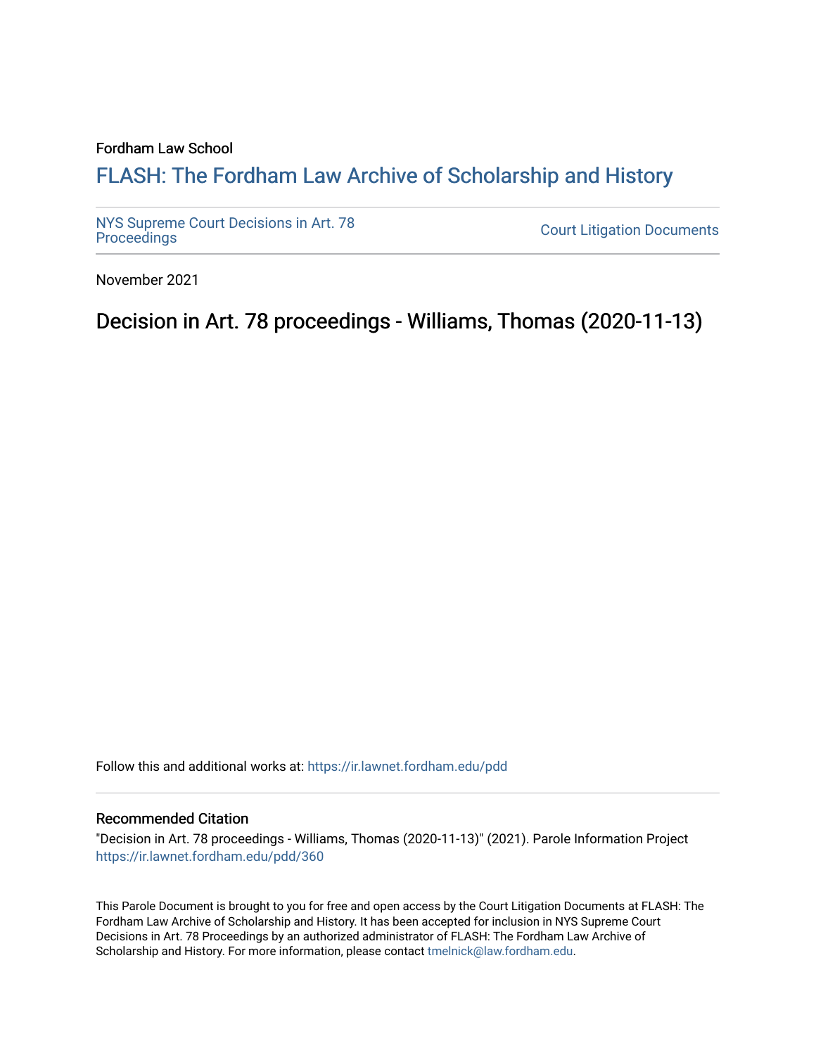Fordham Law School

# FLASH: The Fordham Law Archive of Scholarship and History

NYS Supreme Court Decisions in Art. 78 Proceedings

Court Litigation Documents

November 2021

## Decision in Art. 78 proceedings - Williams, Thomas (2020-11-13)

Follow this and additional works at: https://ir.lawnet.fordham.edu/pdd

### Recommended Citation

"Decision in Art. 78 proceedings - Williams, Thomas (2020-11-13)" (2021). Parole Information Project https://ir.lawnet.fordham.edu/pdd/360

This Parole Document is brought to you for free and open access by the Court Litigation Documents at FLASH: The Fordham Law Archive of Scholarship and History. It has been accepted for inclusion in NYS Supreme Court Decisions in Art. 78 Proceedings by an authorized administrator of FLASH: The Fordham Law Archive of Scholarship and History. For more information, please contact tmelnick@law.fordham.edu.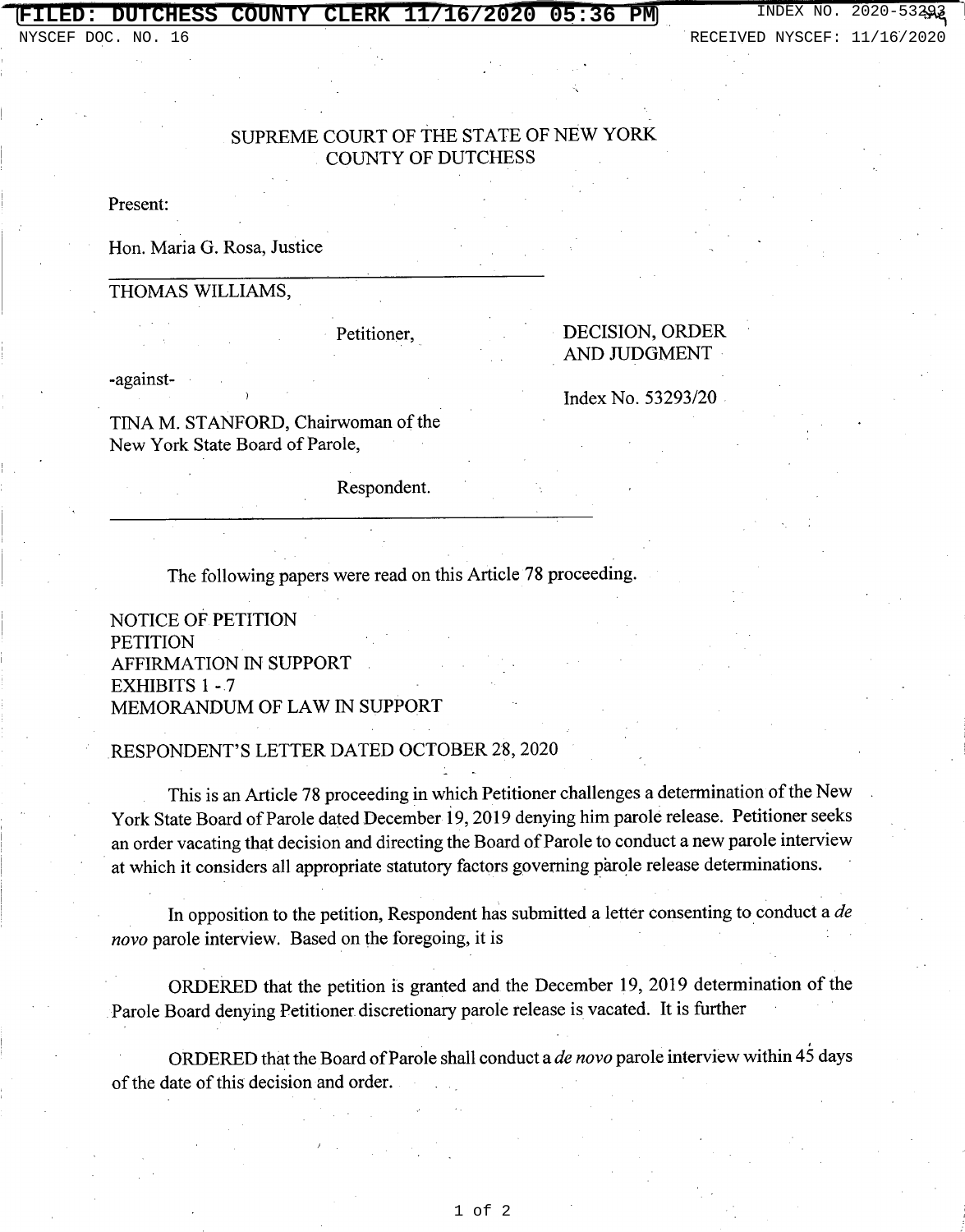SUPREME COURT OF THE STATE OF NEW YORK
COUNTY OF DUTCHESS

Present:

Hon. Maria G. Rosa, Justice

THOMAS WILLIAMS,

Petitioner,

-against-

TINA M. STANFORD, Chairwoman of the New York State Board of Parole,

Respondent.

DECISION, ORDER AND JUDGMENT

Index No. 53293/20

The following papers were read on this Article 78 proceeding.

NOTICE OF PETITION
PETITION
AFFIRMATION IN SUPPORT
EXHIBITS 1 - 7
MEMORANDUM OF LAW IN SUPPORT

RESPONDENT'S LETTER DATED OCTOBER 28, 2020

This is an Article 78 proceeding in which Petitioner challenges a determination of the New York State Board of Parole dated December 19, 2019 denying him parole release. Petitioner seeks an order vacating that decision and directing the Board of Parole to conduct a new parole interview at which it considers all appropriate statutory factors governing parole release determinations.

In opposition to the petition, Respondent has submitted a letter consenting to conduct a *de novo* parole interview. Based on the foregoing, it is

ORDERED that the petition is granted and the December 19, 2019 determination of the Parole Board denying Petitioner discretionary parole release is vacated. It is further

ORDERED that the Board of Parole shall conduct a *de novo* parole interview within 45 days of the date of this decision and order.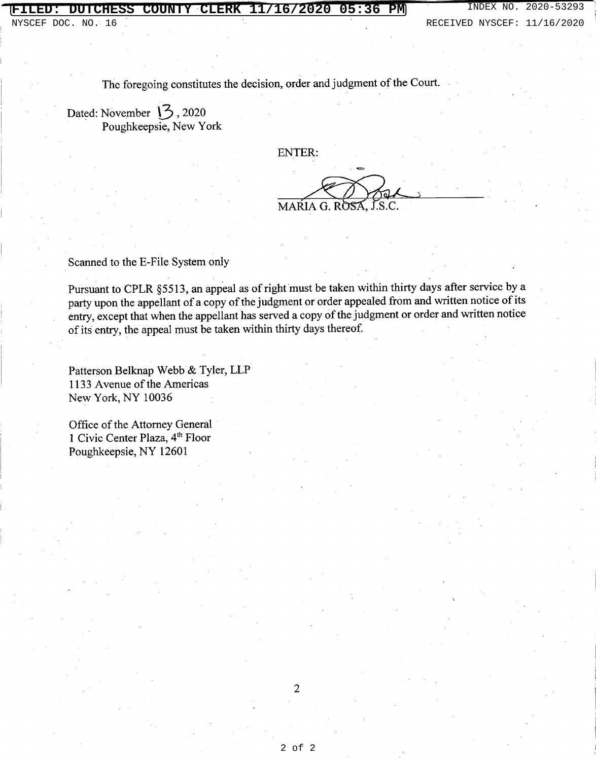The foregoing constitutes the decision, order and judgment of the Court.

Dated: November 13, 2020
Poughkeepsie, New York

ENTER:

MARIA G. ROSA, J.S.C.

Scanned to the E-File System only

Pursuant to CPLR §5513, an appeal as of right must be taken within thirty days after service by a party upon the appellant of a copy of the judgment or order appealed from and written notice of its entry, except that when the appellant has served a copy of the judgment or order and written notice of its entry, the appeal must be taken within thirty days thereof.

Patterson Belknap Webb & Tyler, LLP
1133 Avenue of the Americas
New York, NY 10036

Office of the Attorney General
1 Civic Center Plaza, 4th Floor
Poughkeepsie, NY 12601